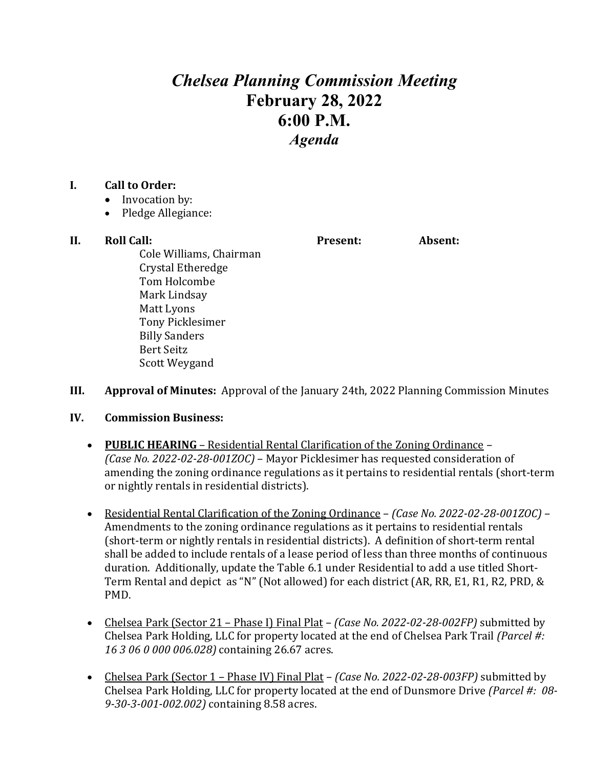# *Chelsea Planning Commission Meeting*
# February 28, 2022
# 6:00 P.M.
## *Agenda*

**I. Call to Order:**

- Invocation by:
- Pledge Allegiance:

**II. Roll Call:**

| Roll Call: | Present: | Absent: |
|---|---|---|
| Cole Williams, Chairman | | |
| Crystal Etheredge | | |
| Tom Holcombe | | |
| Mark Lindsay | | |
| Matt Lyons | | |
| Tony Picklesimer | | |
| Billy Sanders | | |
| Bert Seitz | | |
| Scott Weygand | | |

**III. Approval of Minutes:** Approval of the January 24th, 2022 Planning Commission Minutes

**IV. Commission Business:**

- **PUBLIC HEARING** – Residential Rental Clarification of the Zoning Ordinance – *(Case No. 2022-02-28-001ZOC)* – Mayor Picklesimer has requested consideration of amending the zoning ordinance regulations as it pertains to residential rentals (short-term or nightly rentals in residential districts).

- Residential Rental Clarification of the Zoning Ordinance – *(Case No. 2022-02-28-001ZOC)* – Amendments to the zoning ordinance regulations as it pertains to residential rentals (short-term or nightly rentals in residential districts). A definition of short-term rental shall be added to include rentals of a lease period of less than three months of continuous duration. Additionally, update the Table 6.1 under Residential to add a use titled Short-Term Rental and depict as "N" (Not allowed) for each district (AR, RR, E1, R1, R2, PRD, & PMD.

- Chelsea Park (Sector 21 – Phase I) Final Plat – *(Case No. 2022-02-28-002FP)* submitted by Chelsea Park Holding, LLC for property located at the end of Chelsea Park Trail *(Parcel #: 16 3 06 0 000 006.028)* containing 26.67 acres.

- Chelsea Park (Sector 1 – Phase IV) Final Plat – *(Case No. 2022-02-28-003FP)* submitted by Chelsea Park Holding, LLC for property located at the end of Dunsmore Drive *(Parcel #: 08-9-30-3-001-002.002)* containing 8.58 acres.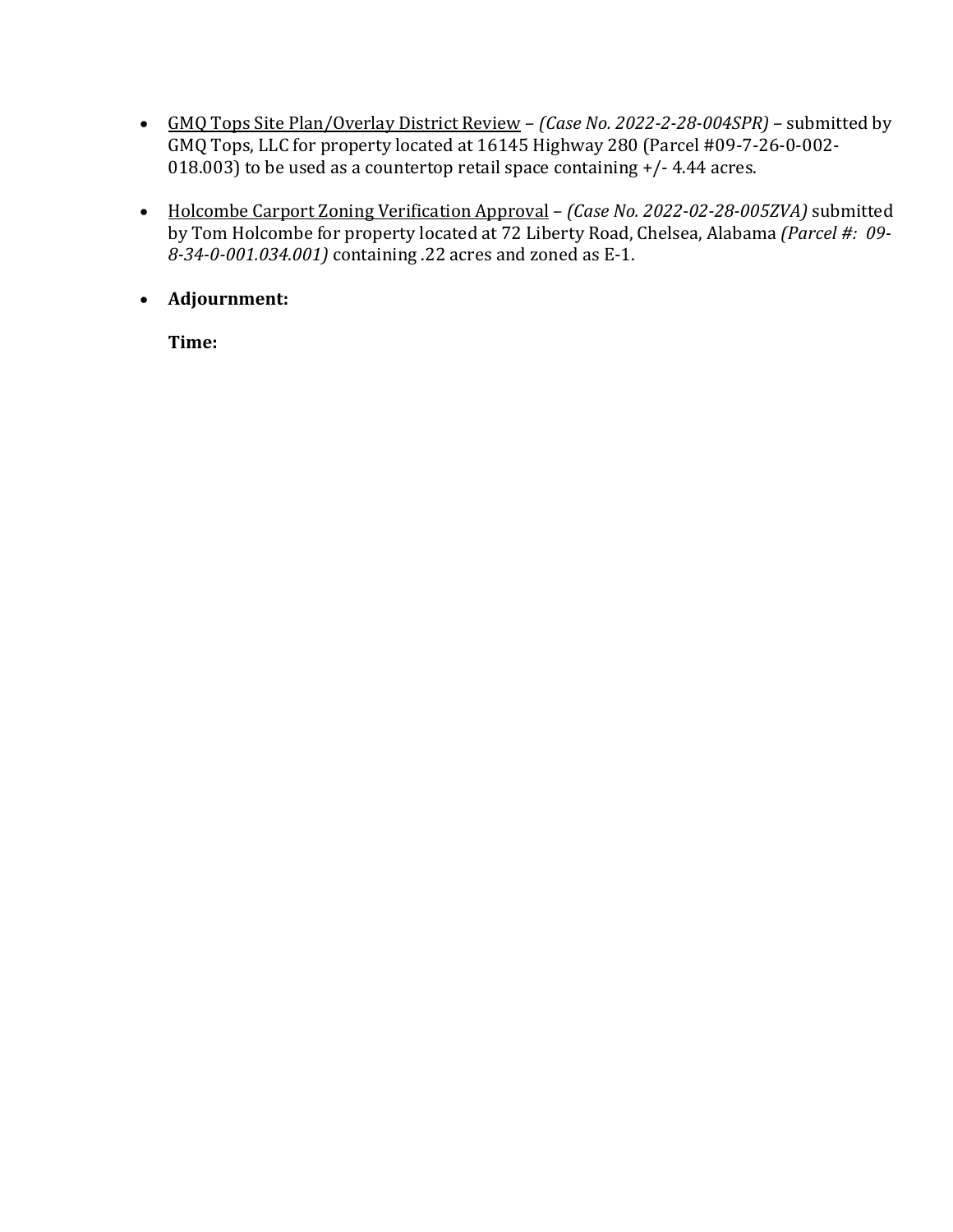- <u>GMQ Tops Site Plan/Overlay District Review</u> – *(Case No. 2022-2-28-004SPR)* – submitted by GMQ Tops, LLC for property located at 16145 Highway 280 (Parcel #09-7-26-0-002-018.003) to be used as a countertop retail space containing +/- 4.44 acres.

- <u>Holcombe Carport Zoning Verification Approval</u> – *(Case No. 2022-02-28-005ZVA)* submitted by Tom Holcombe for property located at 72 Liberty Road, Chelsea, Alabama *(Parcel #: 09-8-34-0-001.034.001)* containing .22 acres and zoned as E-1.

- **Adjournment:**

  **Time:**